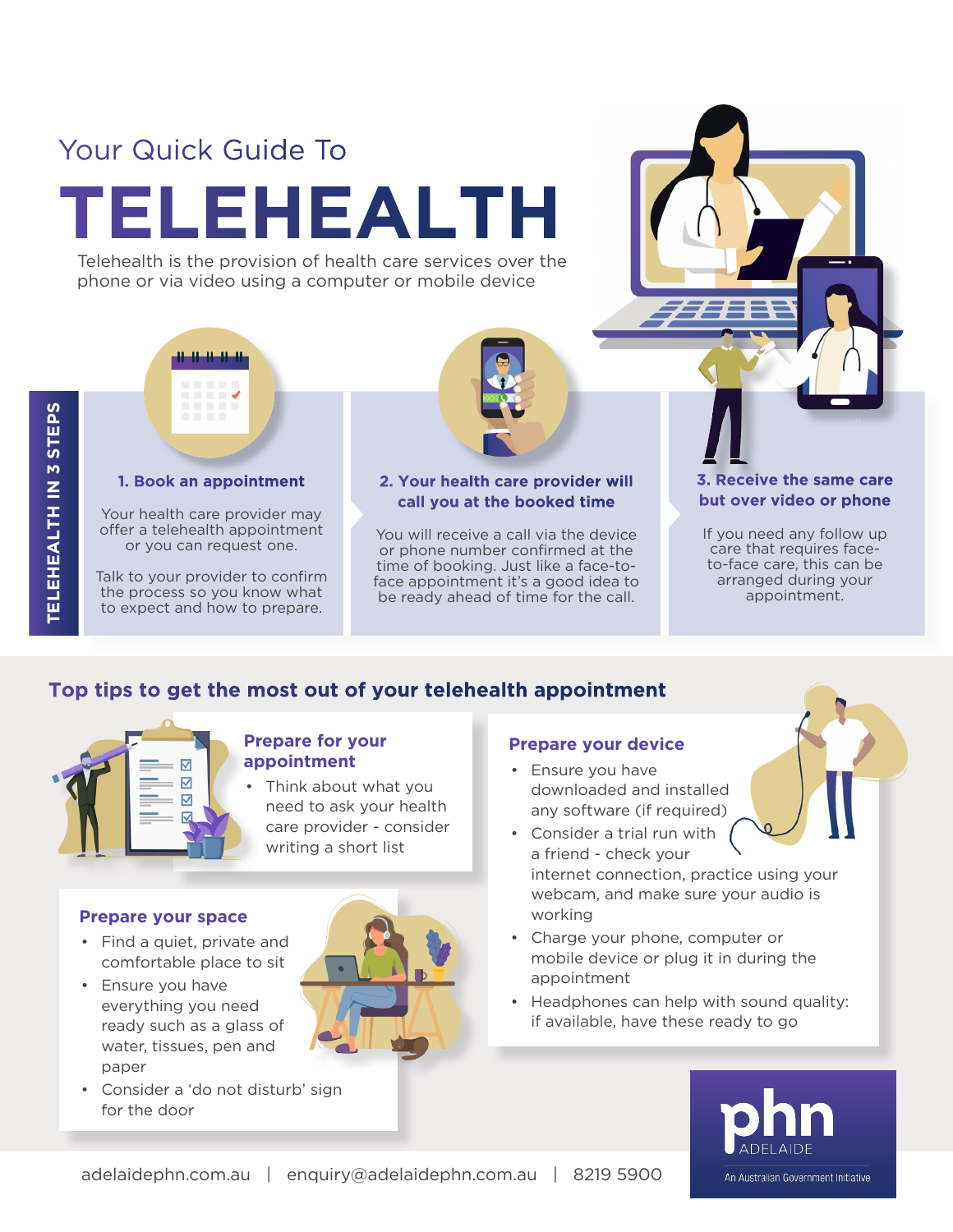Your Quick Guide To

# TELEHEALTH

Telehealth is the provision of health care services over the phone or via video using a computer or mobile device

## TELEHEALTH IN 3 STEPS

### 1. Book an appointment

Your health care provider may offer a telehealth appointment or you can request one.

Talk to your provider to confirm the process so you know what to expect and how to prepare.

### 2. Your health care provider will call you at the booked time

You will receive a call via the device or phone number confirmed at the time of booking. Just like a face-to-face appointment it's a good idea to be ready ahead of time for the call.

### 3. Receive the same care but over video or phone

If you need any follow up care that requires face-to-face care, this can be arranged during your appointment.

## Top tips to get the most out of your telehealth appointment

### Prepare for your appointment

- Think about what you need to ask your health care provider - consider writing a short list

### Prepare your space

- Find a quiet, private and comfortable place to sit
- Ensure you have everything you need ready such as a glass of water, tissues, pen and paper
- Consider a 'do not disturb' sign for the door

### Prepare your device

- Ensure you have downloaded and installed any software (if required)
- Consider a trial run with a friend - check your internet connection, practice using your webcam, and make sure your audio is working
- Charge your phone, computer or mobile device or plug it in during the appointment
- Headphones can help with sound quality: if available, have these ready to go

adelaidephn.com.au | enquiry@adelaidephn.com.au | 8219 5900

phn ADELAIDE

An Australian Government Initiative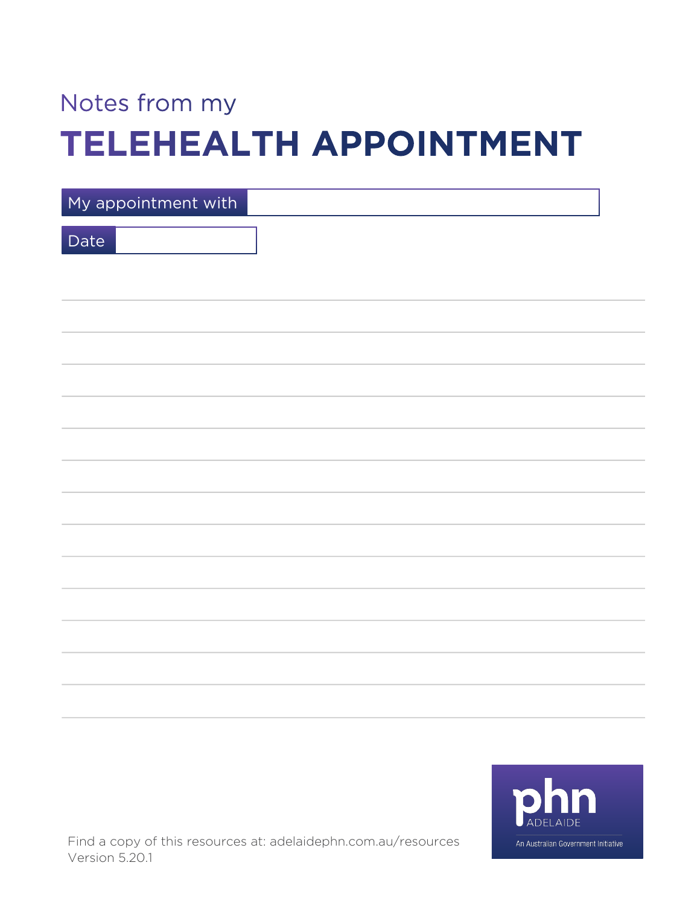Notes from my

# TELEHEALTH APPOINTMENT

| | |
|---|---|
| My appointment with | |
| Date | |

Find a copy of this resources at: adelaidephn.com.au/resources
Version 5.20.1

phn ADELAIDE
An Australian Government Initiative